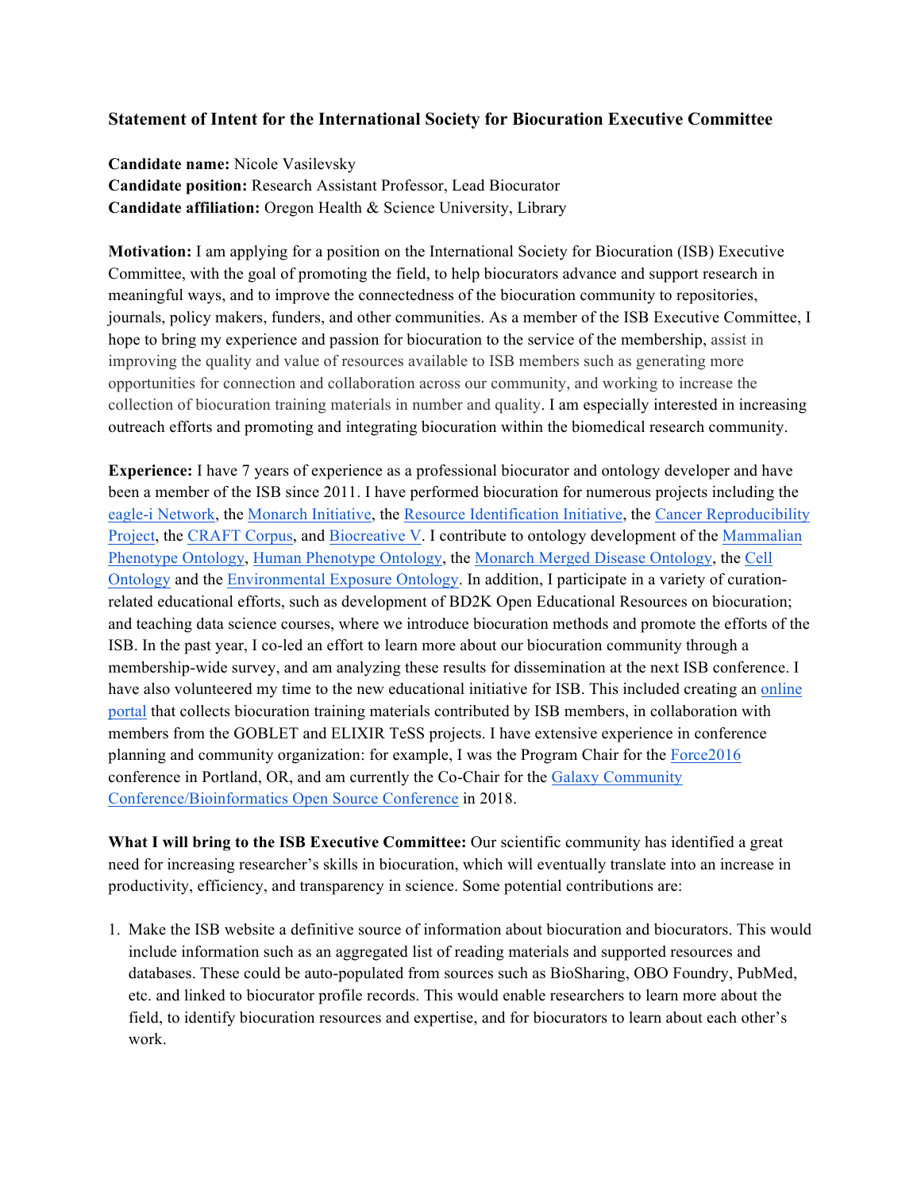**Statement of Intent for the International Society for Biocuration Executive Committee**

**Candidate name:** Nicole Vasilevsky
**Candidate position:** Research Assistant Professor, Lead Biocurator
**Candidate affiliation:** Oregon Health & Science University, Library

**Motivation:** I am applying for a position on the International Society for Biocuration (ISB) Executive Committee, with the goal of promoting the field, to help biocurators advance and support research in meaningful ways, and to improve the connectedness of the biocuration community to repositories, journals, policy makers, funders, and other communities. As a member of the ISB Executive Committee, I hope to bring my experience and passion for biocuration to the service of the membership, assist in improving the quality and value of resources available to ISB members such as generating more opportunities for connection and collaboration across our community, and working to increase the collection of biocuration training materials in number and quality. I am especially interested in increasing outreach efforts and promoting and integrating biocuration within the biomedical research community.

**Experience:** I have 7 years of experience as a professional biocurator and ontology developer and have been a member of the ISB since 2011. I have performed biocuration for numerous projects including the eagle-i Network, the Monarch Initiative, the Resource Identification Initiative, the Cancer Reproducibility Project, the CRAFT Corpus, and Biocreative V. I contribute to ontology development of the Mammalian Phenotype Ontology, Human Phenotype Ontology, the Monarch Merged Disease Ontology, the Cell Ontology and the Environmental Exposure Ontology. In addition, I participate in a variety of curation-related educational efforts, such as development of BD2K Open Educational Resources on biocuration; and teaching data science courses, where we introduce biocuration methods and promote the efforts of the ISB. In the past year, I co-led an effort to learn more about our biocuration community through a membership-wide survey, and am analyzing these results for dissemination at the next ISB conference. I have also volunteered my time to the new educational initiative for ISB. This included creating an online portal that collects biocuration training materials contributed by ISB members, in collaboration with members from the GOBLET and ELIXIR TeSS projects. I have extensive experience in conference planning and community organization: for example, I was the Program Chair for the Force2016 conference in Portland, OR, and am currently the Co-Chair for the Galaxy Community Conference/Bioinformatics Open Source Conference in 2018.

**What I will bring to the ISB Executive Committee:** Our scientific community has identified a great need for increasing researcher's skills in biocuration, which will eventually translate into an increase in productivity, efficiency, and transparency in science. Some potential contributions are:

1. Make the ISB website a definitive source of information about biocuration and biocurators. This would include information such as an aggregated list of reading materials and supported resources and databases. These could be auto-populated from sources such as BioSharing, OBO Foundry, PubMed, etc. and linked to biocurator profile records. This would enable researchers to learn more about the field, to identify biocuration resources and expertise, and for biocurators to learn about each other's work.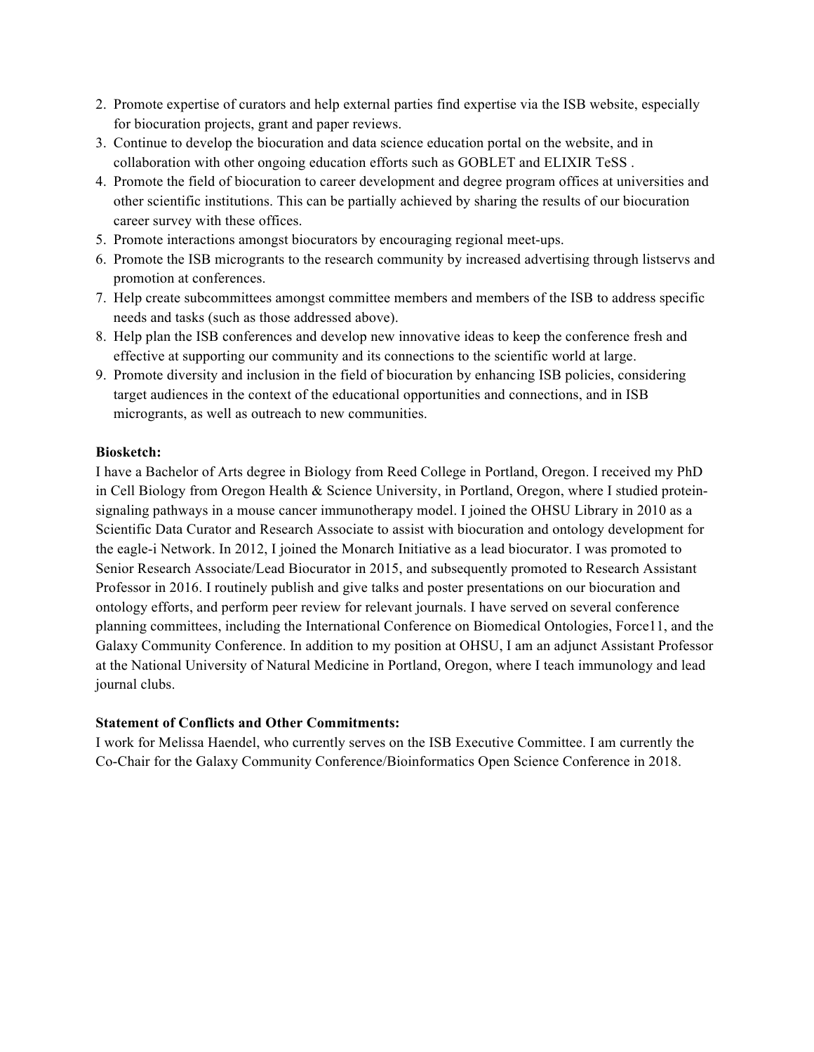2. Promote expertise of curators and help external parties find expertise via the ISB website, especially for biocuration projects, grant and paper reviews.
3. Continue to develop the biocuration and data science education portal on the website, and in collaboration with other ongoing education efforts such as GOBLET and ELIXIR TeSS .
4. Promote the field of biocuration to career development and degree program offices at universities and other scientific institutions. This can be partially achieved by sharing the results of our biocuration career survey with these offices.
5. Promote interactions amongst biocurators by encouraging regional meet-ups.
6. Promote the ISB microgrants to the research community by increased advertising through listservs and promotion at conferences.
7. Help create subcommittees amongst committee members and members of the ISB to address specific needs and tasks (such as those addressed above).
8. Help plan the ISB conferences and develop new innovative ideas to keep the conference fresh and effective at supporting our community and its connections to the scientific world at large.
9. Promote diversity and inclusion in the field of biocuration by enhancing ISB policies, considering target audiences in the context of the educational opportunities and connections, and in ISB micrograntss, as well as outreach to new communities.

**Biosketch:**

I have a Bachelor of Arts degree in Biology from Reed College in Portland, Oregon. I received my PhD in Cell Biology from Oregon Health & Science University, in Portland, Oregon, where I studied protein-signaling pathways in a mouse cancer immunotherapy model. I joined the OHSU Library in 2010 as a Scientific Data Curator and Research Associate to assist with biocuration and ontology development for the eagle-i Network. In 2012, I joined the Monarch Initiative as a lead biocurator. I was promoted to Senior Research Associate/Lead Biocurator in 2015, and subsequently promoted to Research Assistant Professor in 2016. I routinely publish and give talks and poster presentations on our biocuration and ontology efforts, and perform peer review for relevant journals. I have served on several conference planning committees, including the International Conference on Biomedical Ontologies, Force11, and the Galaxy Community Conference. In addition to my position at OHSU, I am an adjunct Assistant Professor at the National University of Natural Medicine in Portland, Oregon, where I teach immunology and lead journal clubs.

**Statement of Conflicts and Other Commitments:**

I work for Melissa Haendel, who currently serves on the ISB Executive Committee. I am currently the Co-Chair for the Galaxy Community Conference/Bioinformatics Open Science Conference in 2018.